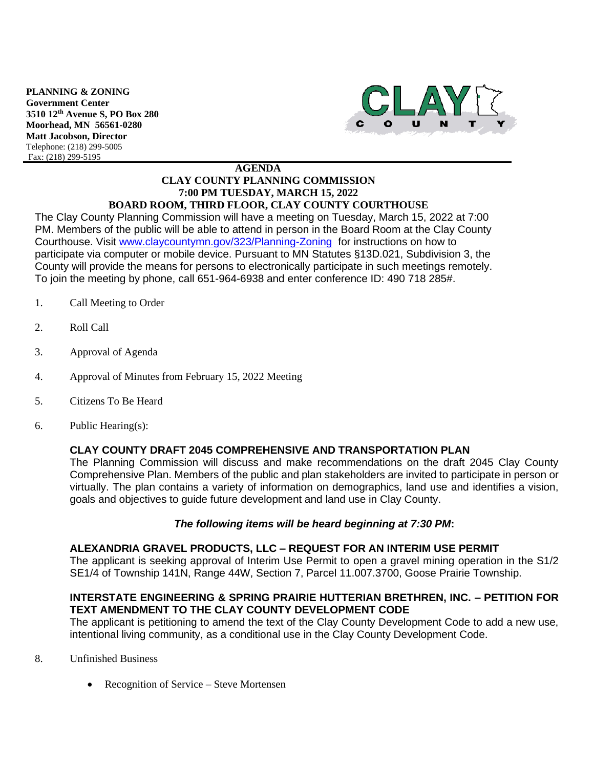**PLANNING & ZONING**
**Government Center**
**3510 12th Avenue S, PO Box 280**
**Moorhead, MN 56561-0280**
**Matt Jacobson, Director**
Telephone: (218) 299-5005
Fax: (218) 299-5195

CLAY COUNTY

# AGENDA
## CLAY COUNTY PLANNING COMMISSION
## 7:00 PM TUESDAY, MARCH 15, 2022
## BOARD ROOM, THIRD FLOOR, CLAY COUNTY COURTHOUSE

The Clay County Planning Commission will have a meeting on Tuesday, March 15, 2022 at 7:00 PM. Members of the public will be able to attend in person in the Board Room at the Clay County Courthouse. Visit [www.claycountymn.gov/323/Planning-Zoning](http://www.claycountymn.gov/323/Planning-Zoning) for instructions on how to participate via computer or mobile device. Pursuant to MN Statutes §13D.021, Subdivision 3, the County will provide the means for persons to electronically participate in such meetings remotely. To join the meeting by phone, call 651-964-6938 and enter conference ID: 490 718 285#.

1. Call Meeting to Order
2. Roll Call
3. Approval of Agenda
4. Approval of Minutes from February 15, 2022 Meeting
5. Citizens To Be Heard
6. Public Hearing(s):

**CLAY COUNTY DRAFT 2045 COMPREHENSIVE AND TRANSPORTATION PLAN**
The Planning Commission will discuss and make recommendations on the draft 2045 Clay County Comprehensive Plan. Members of the public and plan stakeholders are invited to participate in person or virtually. The plan contains a variety of information on demographics, land use and identifies a vision, goals and objectives to guide future development and land use in Clay County.

***The following items will be heard beginning at 7:30 PM*:**

**ALEXANDRIA GRAVEL PRODUCTS, LLC – REQUEST FOR AN INTERIM USE PERMIT**
The applicant is seeking approval of Interim Use Permit to open a gravel mining operation in the S1/2 SE1/4 of Township 141N, Range 44W, Section 7, Parcel 11.007.3700, Goose Prairie Township.

**INTERSTATE ENGINEERING & SPRING PRAIRIE HUTTERIAN BRETHREN, INC. – PETITION FOR TEXT AMENDMENT TO THE CLAY COUNTY DEVELOPMENT CODE**
The applicant is petitioning to amend the text of the Clay County Development Code to add a new use, intentional living community, as a conditional use in the Clay County Development Code.

8. Unfinished Business
   - Recognition of Service – Steve Mortensen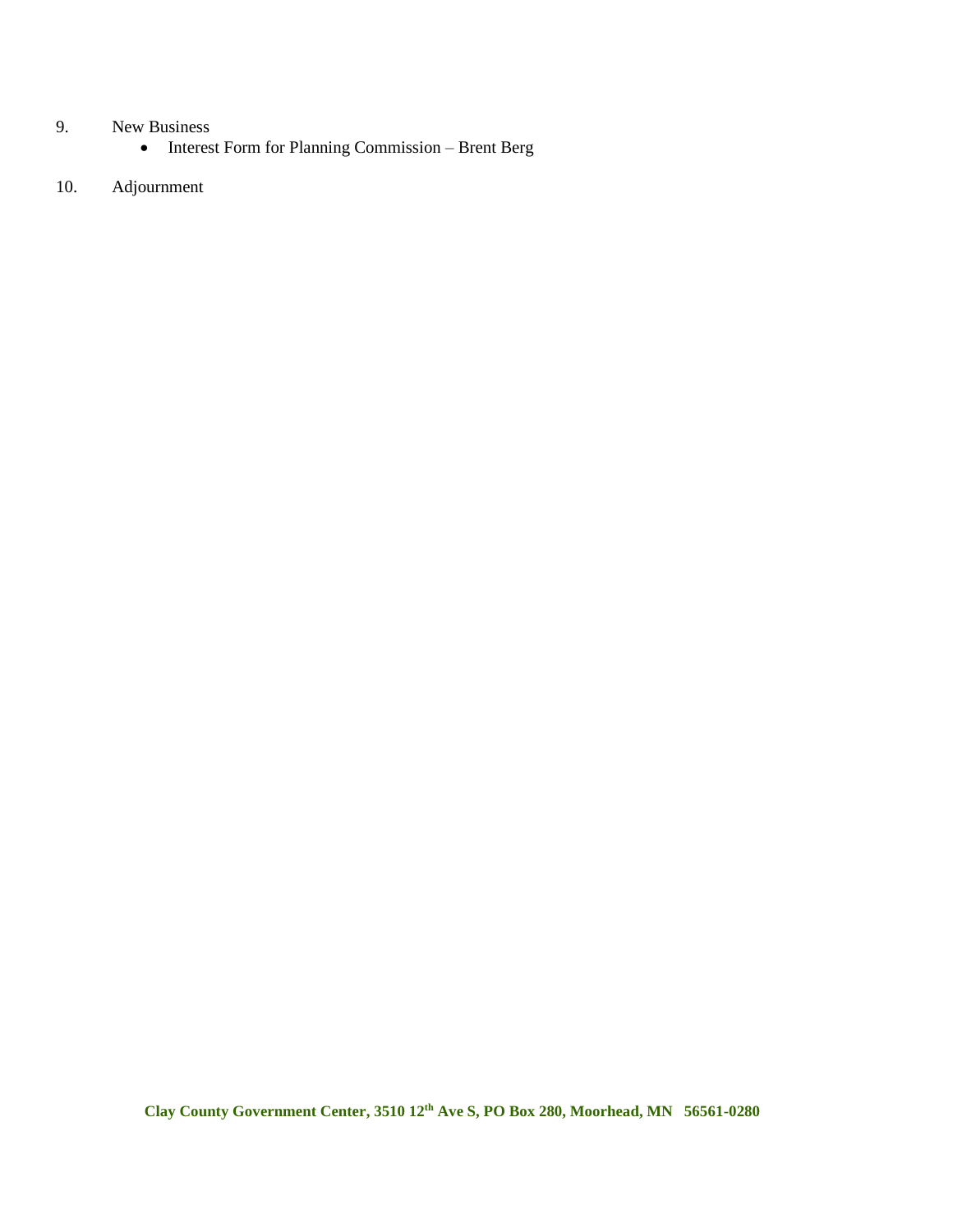9. New Business
   - Interest Form for Planning Commission – Brent Berg

10. Adjournment

**Clay County Government Center, 3510 12th Ave S, PO Box 280, Moorhead, MN 56561-0280**